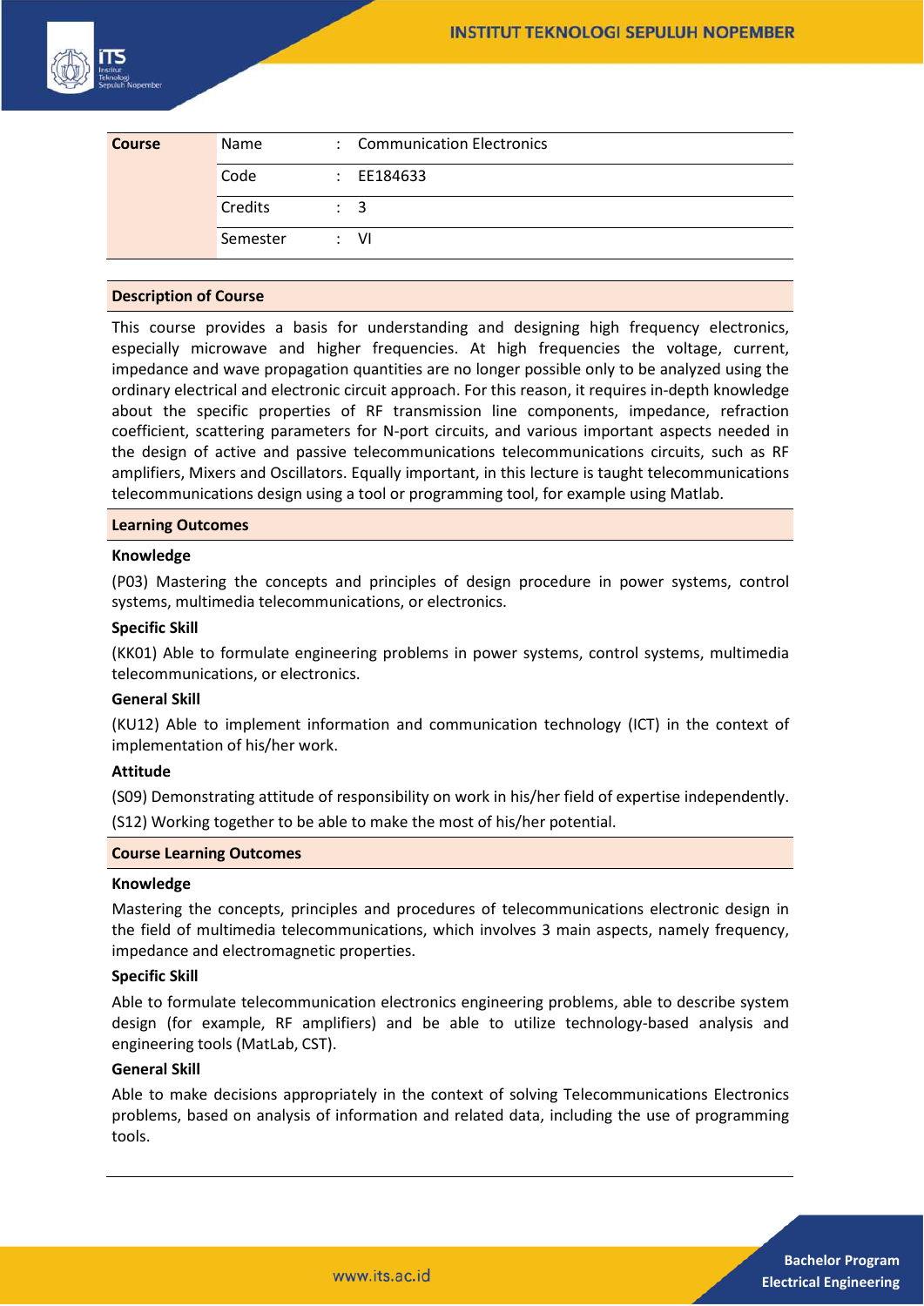| Course | Name | : | Communication Electronics |
|---|---|---|---|
| | Code | : | EE184633 |
| | Credits | : | 3 |
| | Semester | : | VI |

## Description of Course

This course provides a basis for understanding and designing high frequency electronics, especially microwave and higher frequencies. At high frequencies the voltage, current, impedance and wave propagation quantities are no longer possible only to be analyzed using the ordinary electrical and electronic circuit approach. For this reason, it requires in-depth knowledge about the specific properties of RF transmission line components, impedance, refraction coefficient, scattering parameters for N-port circuits, and various important aspects needed in the design of active and passive telecommunications telecommunications circuits, such as RF amplifiers, Mixers and Oscillators. Equally important, in this lecture is taught telecommunications telecommunications design using a tool or programming tool, for example using Matlab.

## Learning Outcomes

### Knowledge

(P03) Mastering the concepts and principles of design procedure in power systems, control systems, multimedia telecommunications, or electronics.

### Specific Skill

(KK01) Able to formulate engineering problems in power systems, control systems, multimedia telecommunications, or electronics.

### General Skill

(KU12) Able to implement information and communication technology (ICT) in the context of implementation of his/her work.

### Attitude

(S09) Demonstrating attitude of responsibility on work in his/her field of expertise independently.

(S12) Working together to be able to make the most of his/her potential.

## Course Learning Outcomes

### Knowledge

Mastering the concepts, principles and procedures of telecommunications electronic design in the field of multimedia telecommunications, which involves 3 main aspects, namely frequency, impedance and electromagnetic properties.

### Specific Skill

Able to formulate telecommunication electronics engineering problems, able to describe system design (for example, RF amplifiers) and be able to utilize technology-based analysis and engineering tools (MatLab, CST).

### General Skill

Able to make decisions appropriately in the context of solving Telecommunications Electronics problems, based on analysis of information and related data, including the use of programming tools.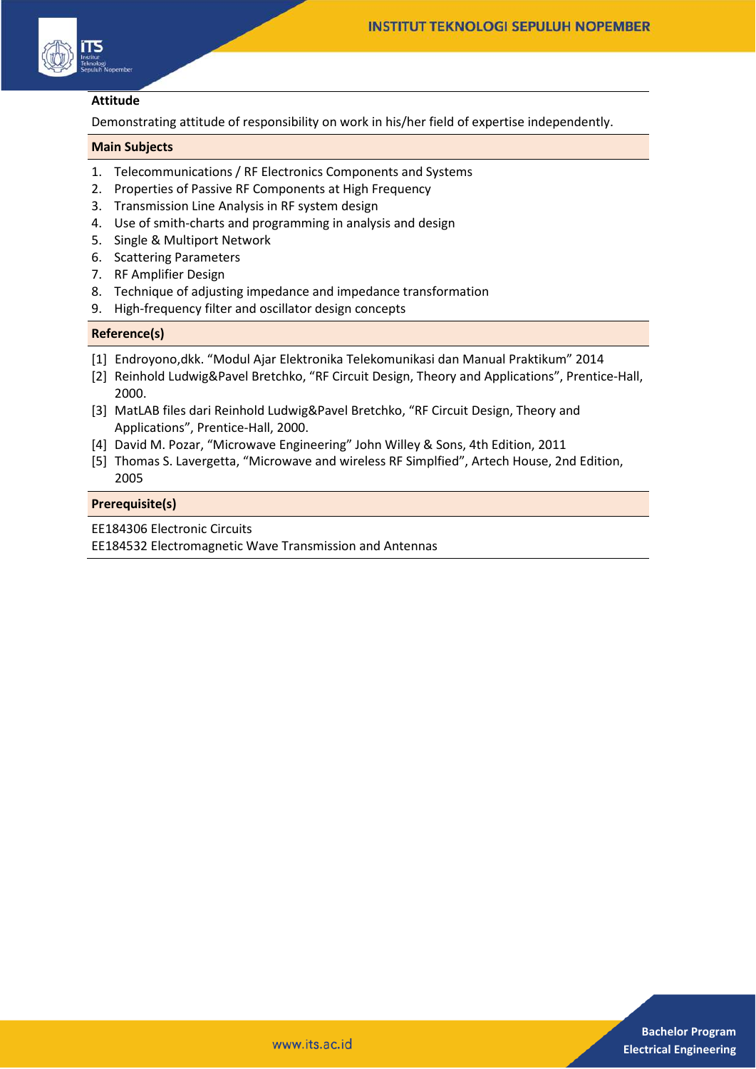**Attitude**

Demonstrating attitude of responsibility on work in his/her field of expertise independently.

**Main Subjects**

1. Telecommunications / RF Electronics Components and Systems
2. Properties of Passive RF Components at High Frequency
3. Transmission Line Analysis in RF system design
4. Use of smith-charts and programming in analysis and design
5. Single & Multiport Network
6. Scattering Parameters
7. RF Amplifier Design
8. Technique of adjusting impedance and impedance transformation
9. High-frequency filter and oscillator design concepts

**Reference(s)**

[1] Endroyono,dkk. “Modul Ajar Elektronika Telekomunikasi dan Manual Praktikum” 2014
[2] Reinhold Ludwig&Pavel Bretchko, “RF Circuit Design, Theory and Applications”, Prentice-Hall, 2000.
[3] MatLAB files dari Reinhold Ludwig&Pavel Bretchko, “RF Circuit Design, Theory and Applications”, Prentice-Hall, 2000.
[4] David M. Pozar, “Microwave Engineering” John Willey & Sons, 4th Edition, 2011
[5] Thomas S. Lavergetta, “Microwave and wireless RF Simplfied”, Artech House, 2nd Edition, 2005

**Prerequisite(s)**

EE184306 Electronic Circuits
EE184532 Electromagnetic Wave Transmission and Antennas